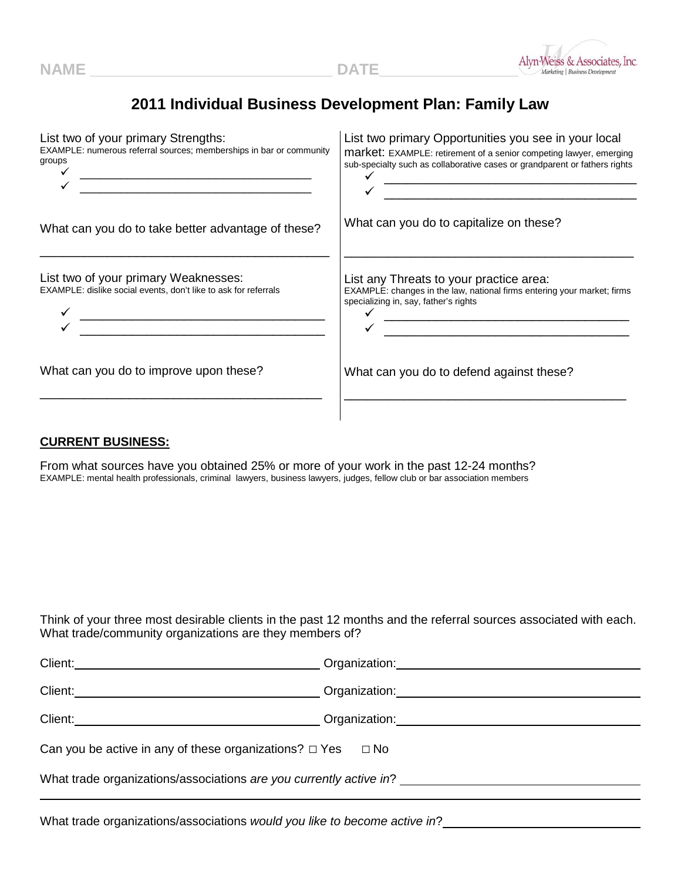NAME ____________________________ DATE________________

Alyn-Weiss & Associates, Inc.
Marketing | Business Development

# 2011 Individual Business Development Plan: Family Law

List two of your primary Strengths:
EXAMPLE: numerous referral sources; memberships in bar or community groups

- ✓ ___________________________________
- ✓ ___________________________________

What can you do to take better advantage of these?

___________________________________________

List two of your primary Weaknesses:
EXAMPLE: dislike social events, don't like to ask for referrals

- ✓ ___________________________________
- ✓ ___________________________________

What can you do to improve upon these?

___________________________________________

List two primary Opportunities you see in your local market: EXAMPLE: retirement of a senior competing lawyer, emerging sub-specialty such as collaborative cases or grandparent or fathers rights

- ✓ ___________________________________
- ✓ ___________________________________

What can you do to capitalize on these?

___________________________________________

List any Threats to your practice area:
EXAMPLE: changes in the law, national firms entering your market; firms specializing in, say, father's rights

- ✓ ___________________________________
- ✓ ___________________________________

What can you do to defend against these?

___________________________________________

## CURRENT BUSINESS:

From what sources have you obtained 25% or more of your work in the past 12-24 months?
EXAMPLE: mental health professionals, criminal lawyers, business lawyers, judges, fellow club or bar association members

Think of your three most desirable clients in the past 12 months and the referral sources associated with each. What trade/community organizations are they members of?

Client:____________________________________ Organization:____________________________________

Client:____________________________________ Organization:____________________________________

Client:____________________________________ Organization:____________________________________

Can you be active in any of these organizations? □ Yes □ No

What trade organizations/associations *are you currently active in*? ______________________________

___________________________________________________________________________

What trade organizations/associations *would you like to become active in*?__________________________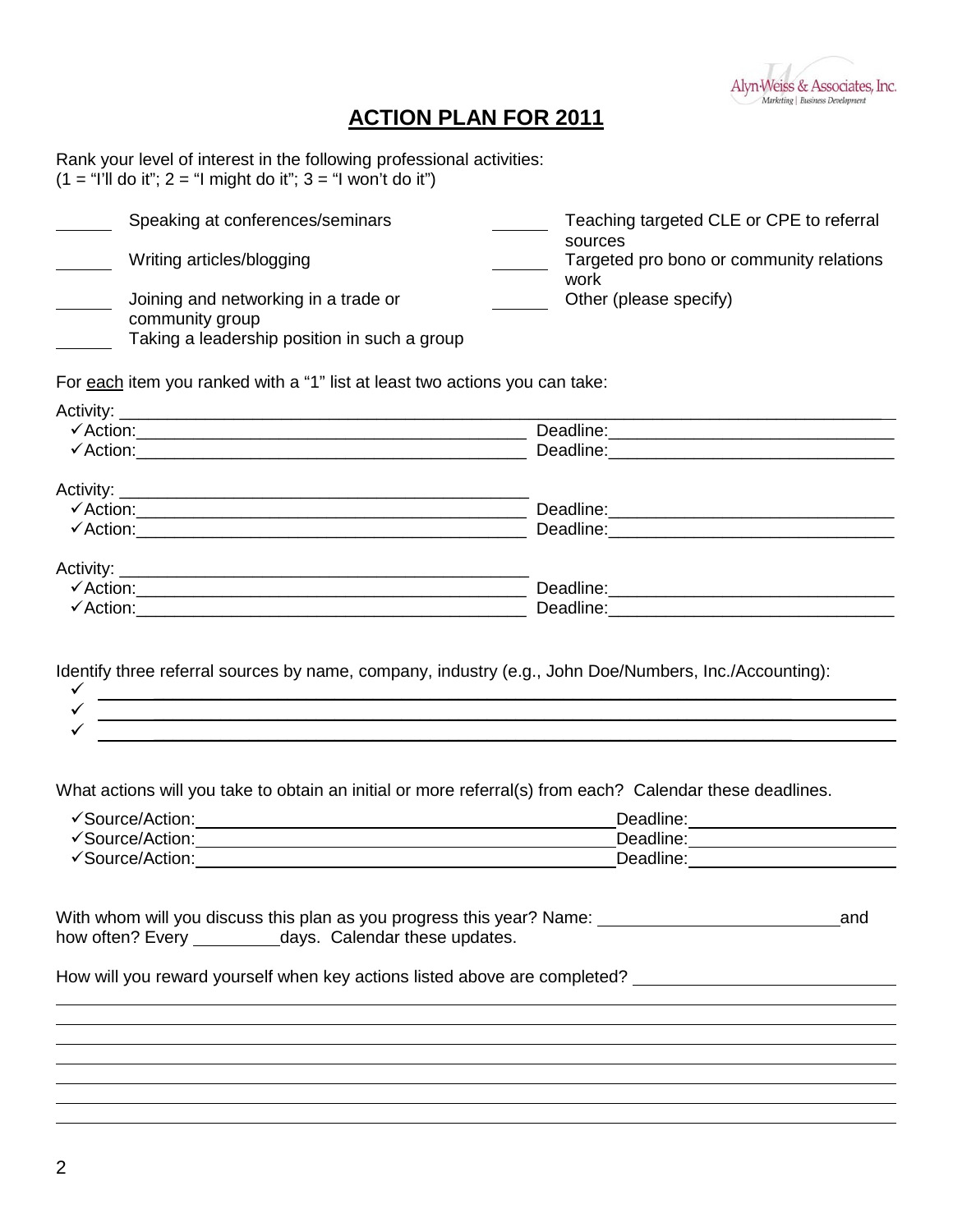# ACTION PLAN FOR 2011

Rank your level of interest in the following professional activities:
(1 = "I'll do it"; 2 = "I might do it"; 3 = "I won't do it")

______ Speaking at conferences/seminars
______ Writing articles/blogging
______ Joining and networking in a trade or community group
______ Taking a leadership position in such a group
______ Teaching targeted CLE or CPE to referral sources
______ Targeted pro bono or community relations work
______ Other (please specify)

For each item you ranked with a "1" list at least two actions you can take:

Activity: ______________________________________________
- ✓Action: ______________________ Deadline: ______________________
- ✓Action: ______________________ Deadline: ______________________

Activity: ______________________________________________
- ✓Action: ______________________ Deadline: ______________________
- ✓Action: ______________________ Deadline: ______________________

Activity: ______________________________________________
- ✓Action: ______________________ Deadline: ______________________
- ✓Action: ______________________ Deadline: ______________________

Identify three referral sources by name, company, industry (e.g., John Doe/Numbers, Inc./Accounting):
- ✓ ______________________________________________
- ✓ ______________________________________________
- ✓ ______________________________________________

What actions will you take to obtain an initial or more referral(s) from each? Calendar these deadlines.
- ✓Source/Action: ______________________ Deadline: ______________________
- ✓Source/Action: ______________________ Deadline: ______________________
- ✓Source/Action: ______________________ Deadline: ______________________

With whom will you discuss this plan as you progress this year? Name: ______________________ and how often? Every __________ days. Calendar these updates.

How will you reward yourself when key actions listed above are completed? ______________________

______________________________________________
______________________________________________
______________________________________________
______________________________________________
______________________________________________
______________________________________________